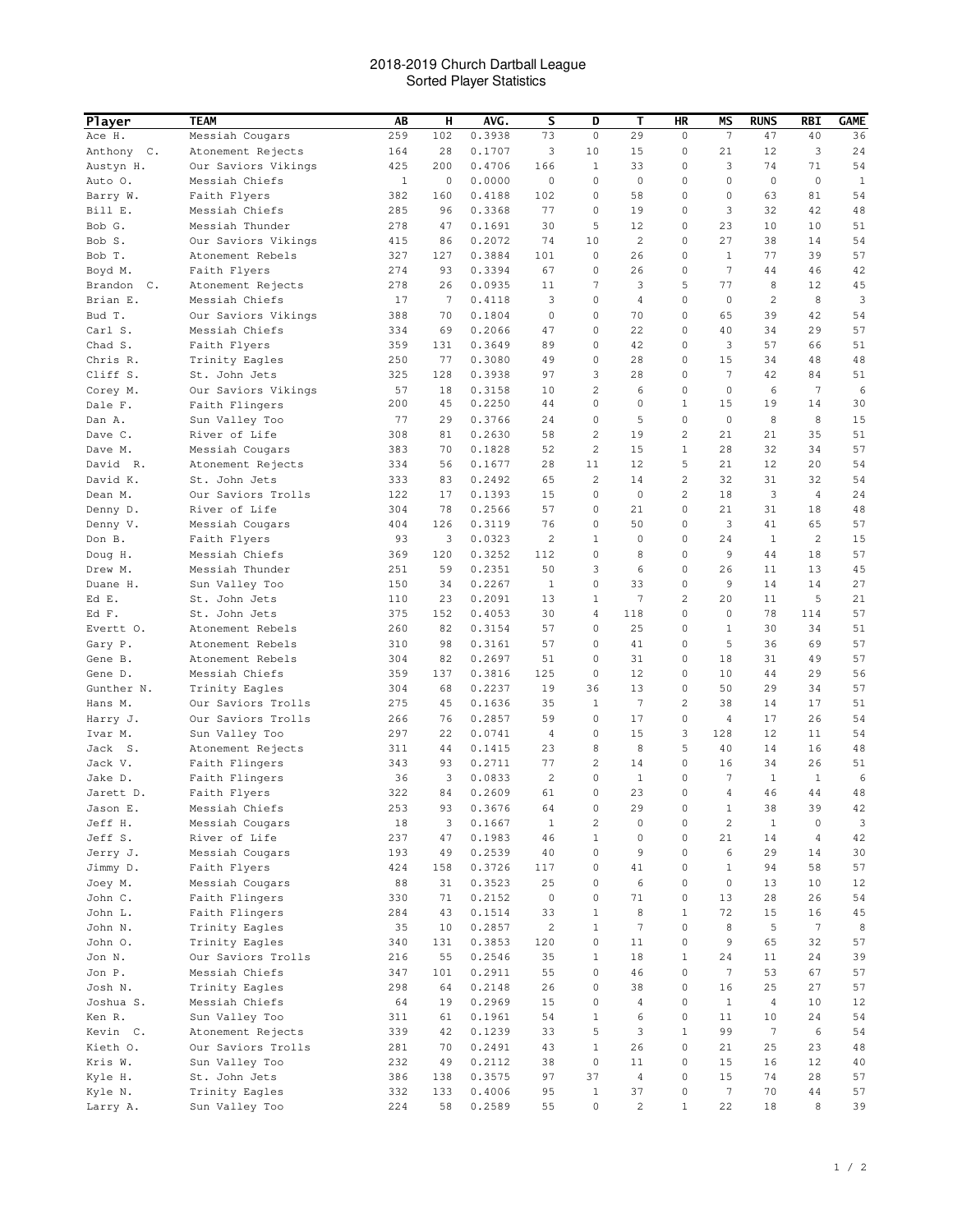# 2018-2019 Church Dartball League
## Sorted Player Statistics

| Player | TEAM | AB | H | AVG. | S | D | T | HR | MS | RUNS | RBI | GAME |
|---|---|---|---|---|---|---|---|---|---|---|---|---|
| Ace H. | Messiah Cougars | 259 | 102 | 0.3938 | 73 | 0 | 29 | 0 | 7 | 47 | 40 | 36 |
| Anthony C. | Atonement Rejects | 164 | 28 | 0.1707 | 3 | 10 | 15 | 0 | 21 | 12 | 3 | 24 |
| Austyn H. | Our Saviors Vikings | 425 | 200 | 0.4706 | 166 | 1 | 33 | 0 | 3 | 74 | 71 | 54 |
| Auto O. | Messiah Chiefs | 1 | 0 | 0.0000 | 0 | 0 | 0 | 0 | 0 | 0 | 0 | 1 |
| Barry W. | Faith Flyers | 382 | 160 | 0.4188 | 102 | 0 | 58 | 0 | 0 | 63 | 81 | 54 |
| Bill E. | Messiah Chiefs | 285 | 96 | 0.3368 | 77 | 0 | 19 | 0 | 3 | 32 | 42 | 48 |
| Bob G. | Messiah Thunder | 278 | 47 | 0.1691 | 30 | 5 | 12 | 0 | 23 | 10 | 10 | 51 |
| Bob S. | Our Saviors Vikings | 415 | 86 | 0.2072 | 74 | 10 | 2 | 0 | 27 | 38 | 14 | 54 |
| Bob T. | Atonement Rebels | 327 | 127 | 0.3884 | 101 | 0 | 26 | 0 | 1 | 77 | 39 | 57 |
| Boyd M. | Faith Flyers | 274 | 93 | 0.3394 | 67 | 0 | 26 | 0 | 7 | 44 | 46 | 42 |
| Brandon C. | Atonement Rejects | 278 | 26 | 0.0935 | 11 | 7 | 3 | 5 | 77 | 8 | 12 | 45 |
| Brian E. | Messiah Chiefs | 17 | 7 | 0.4118 | 3 | 0 | 4 | 0 | 0 | 2 | 8 | 3 |
| Bud T. | Our Saviors Vikings | 388 | 70 | 0.1804 | 0 | 0 | 70 | 0 | 65 | 39 | 42 | 54 |
| Carl S. | Messiah Chiefs | 334 | 69 | 0.2066 | 47 | 0 | 22 | 0 | 40 | 34 | 29 | 57 |
| Chad S. | Faith Flyers | 359 | 131 | 0.3649 | 89 | 0 | 42 | 0 | 3 | 57 | 66 | 51 |
| Chris R. | Trinity Eagles | 250 | 77 | 0.3080 | 49 | 0 | 28 | 0 | 15 | 34 | 48 | 48 |
| Cliff S. | St. John Jets | 325 | 128 | 0.3938 | 97 | 3 | 28 | 0 | 7 | 42 | 84 | 51 |
| Corey M. | Our Saviors Vikings | 57 | 18 | 0.3158 | 10 | 2 | 6 | 0 | 0 | 6 | 7 | 6 |
| Dale F. | Faith Flingers | 200 | 45 | 0.2250 | 44 | 0 | 0 | 1 | 15 | 19 | 14 | 30 |
| Dan A. | Sun Valley Too | 77 | 29 | 0.3766 | 24 | 0 | 5 | 0 | 0 | 8 | 8 | 15 |
| Dave C. | River of Life | 308 | 81 | 0.2630 | 58 | 2 | 19 | 2 | 21 | 21 | 35 | 51 |
| Dave M. | Messiah Cougars | 383 | 70 | 0.1828 | 52 | 2 | 15 | 1 | 28 | 32 | 34 | 57 |
| David R. | Atonement Rejects | 334 | 56 | 0.1677 | 28 | 11 | 12 | 5 | 21 | 12 | 20 | 54 |
| David K. | St. John Jets | 333 | 83 | 0.2492 | 65 | 2 | 14 | 2 | 32 | 31 | 32 | 54 |
| Dean M. | Our Saviors Trolls | 122 | 17 | 0.1393 | 15 | 0 | 0 | 2 | 18 | 3 | 4 | 24 |
| Denny D. | River of Life | 304 | 78 | 0.2566 | 57 | 0 | 21 | 0 | 21 | 31 | 18 | 48 |
| Denny V. | Messiah Cougars | 404 | 126 | 0.3119 | 76 | 0 | 50 | 0 | 3 | 41 | 65 | 57 |
| Don B. | Faith Flyers | 93 | 3 | 0.0323 | 2 | 1 | 0 | 0 | 24 | 1 | 2 | 15 |
| Doug H. | Messiah Chiefs | 369 | 120 | 0.3252 | 112 | 0 | 8 | 0 | 9 | 44 | 18 | 57 |
| Drew M. | Messiah Thunder | 251 | 59 | 0.2351 | 50 | 3 | 6 | 0 | 26 | 11 | 13 | 45 |
| Duane H. | Sun Valley Too | 150 | 34 | 0.2267 | 1 | 0 | 33 | 0 | 9 | 14 | 14 | 27 |
| Ed E. | St. John Jets | 110 | 23 | 0.2091 | 13 | 1 | 7 | 2 | 20 | 11 | 5 | 21 |
| Ed F. | St. John Jets | 375 | 152 | 0.4053 | 30 | 4 | 118 | 0 | 0 | 78 | 114 | 57 |
| Evertt O. | Atonement Rebels | 260 | 82 | 0.3154 | 57 | 0 | 25 | 0 | 1 | 30 | 34 | 51 |
| Gary P. | Atonement Rebels | 310 | 98 | 0.3161 | 57 | 0 | 41 | 0 | 5 | 36 | 69 | 57 |
| Gene B. | Atonement Rebels | 304 | 82 | 0.2697 | 51 | 0 | 31 | 0 | 18 | 31 | 49 | 57 |
| Gene D. | Messiah Chiefs | 359 | 137 | 0.3816 | 125 | 0 | 12 | 0 | 10 | 44 | 29 | 56 |
| Gunther N. | Trinity Eagles | 304 | 68 | 0.2237 | 19 | 36 | 13 | 0 | 50 | 29 | 34 | 57 |
| Hans M. | Our Saviors Trolls | 275 | 45 | 0.1636 | 35 | 1 | 7 | 2 | 38 | 14 | 17 | 51 |
| Harry J. | Our Saviors Trolls | 266 | 76 | 0.2857 | 59 | 0 | 17 | 0 | 4 | 17 | 26 | 54 |
| Ivar M. | Sun Valley Too | 297 | 22 | 0.0741 | 4 | 0 | 15 | 3 | 128 | 12 | 11 | 54 |
| Jack S. | Atonement Rejects | 311 | 44 | 0.1415 | 23 | 8 | 8 | 5 | 40 | 14 | 16 | 48 |
| Jack V. | Faith Flingers | 343 | 93 | 0.2711 | 77 | 2 | 14 | 0 | 16 | 34 | 26 | 51 |
| Jake D. | Faith Flingers | 36 | 3 | 0.0833 | 2 | 0 | 1 | 0 | 7 | 1 | 1 | 6 |
| Jarett D. | Faith Flyers | 322 | 84 | 0.2609 | 61 | 0 | 23 | 0 | 4 | 46 | 44 | 48 |
| Jason E. | Messiah Chiefs | 253 | 93 | 0.3676 | 64 | 0 | 29 | 0 | 1 | 38 | 39 | 42 |
| Jeff H. | Messiah Cougars | 18 | 3 | 0.1667 | 1 | 2 | 0 | 0 | 2 | 1 | 0 | 3 |
| Jeff S. | River of Life | 237 | 47 | 0.1983 | 46 | 1 | 0 | 0 | 21 | 14 | 4 | 42 |
| Jerry J. | Messiah Cougars | 193 | 49 | 0.2539 | 40 | 0 | 9 | 0 | 6 | 29 | 14 | 30 |
| Jimmy D. | Faith Flyers | 424 | 158 | 0.3726 | 117 | 0 | 41 | 0 | 1 | 94 | 58 | 57 |
| Joey M. | Messiah Cougars | 88 | 31 | 0.3523 | 25 | 0 | 6 | 0 | 0 | 13 | 10 | 12 |
| John C. | Faith Flingers | 330 | 71 | 0.2152 | 0 | 0 | 71 | 0 | 13 | 28 | 26 | 54 |
| John L. | Faith Flingers | 284 | 43 | 0.1514 | 33 | 1 | 8 | 1 | 72 | 15 | 16 | 45 |
| John N. | Trinity Eagles | 35 | 10 | 0.2857 | 2 | 1 | 7 | 0 | 8 | 5 | 7 | 8 |
| John O. | Trinity Eagles | 340 | 131 | 0.3853 | 120 | 0 | 11 | 0 | 9 | 65 | 32 | 57 |
| Jon N. | Our Saviors Trolls | 216 | 55 | 0.2546 | 35 | 1 | 18 | 1 | 24 | 11 | 24 | 39 |
| Jon P. | Messiah Chiefs | 347 | 101 | 0.2911 | 55 | 0 | 46 | 0 | 7 | 53 | 67 | 57 |
| Josh N. | Trinity Eagles | 298 | 64 | 0.2148 | 26 | 0 | 38 | 0 | 16 | 25 | 27 | 57 |
| Joshua S. | Messiah Chiefs | 64 | 19 | 0.2969 | 15 | 0 | 4 | 0 | 1 | 4 | 10 | 12 |
| Ken R. | Sun Valley Too | 311 | 61 | 0.1961 | 54 | 1 | 6 | 0 | 11 | 10 | 24 | 54 |
| Kevin C. | Atonement Rejects | 339 | 42 | 0.1239 | 33 | 5 | 3 | 1 | 99 | 7 | 6 | 54 |
| Kieth O. | Our Saviors Trolls | 281 | 70 | 0.2491 | 43 | 1 | 26 | 0 | 21 | 25 | 23 | 48 |
| Kris W. | Sun Valley Too | 232 | 49 | 0.2112 | 38 | 0 | 11 | 0 | 15 | 16 | 12 | 40 |
| Kyle H. | St. John Jets | 386 | 138 | 0.3575 | 97 | 37 | 4 | 0 | 15 | 74 | 28 | 57 |
| Kyle N. | Trinity Eagles | 332 | 133 | 0.4006 | 95 | 1 | 37 | 0 | 7 | 70 | 44 | 57 |
| Larry A. | Sun Valley Too | 224 | 58 | 0.2589 | 55 | 0 | 2 | 1 | 22 | 18 | 8 | 39 |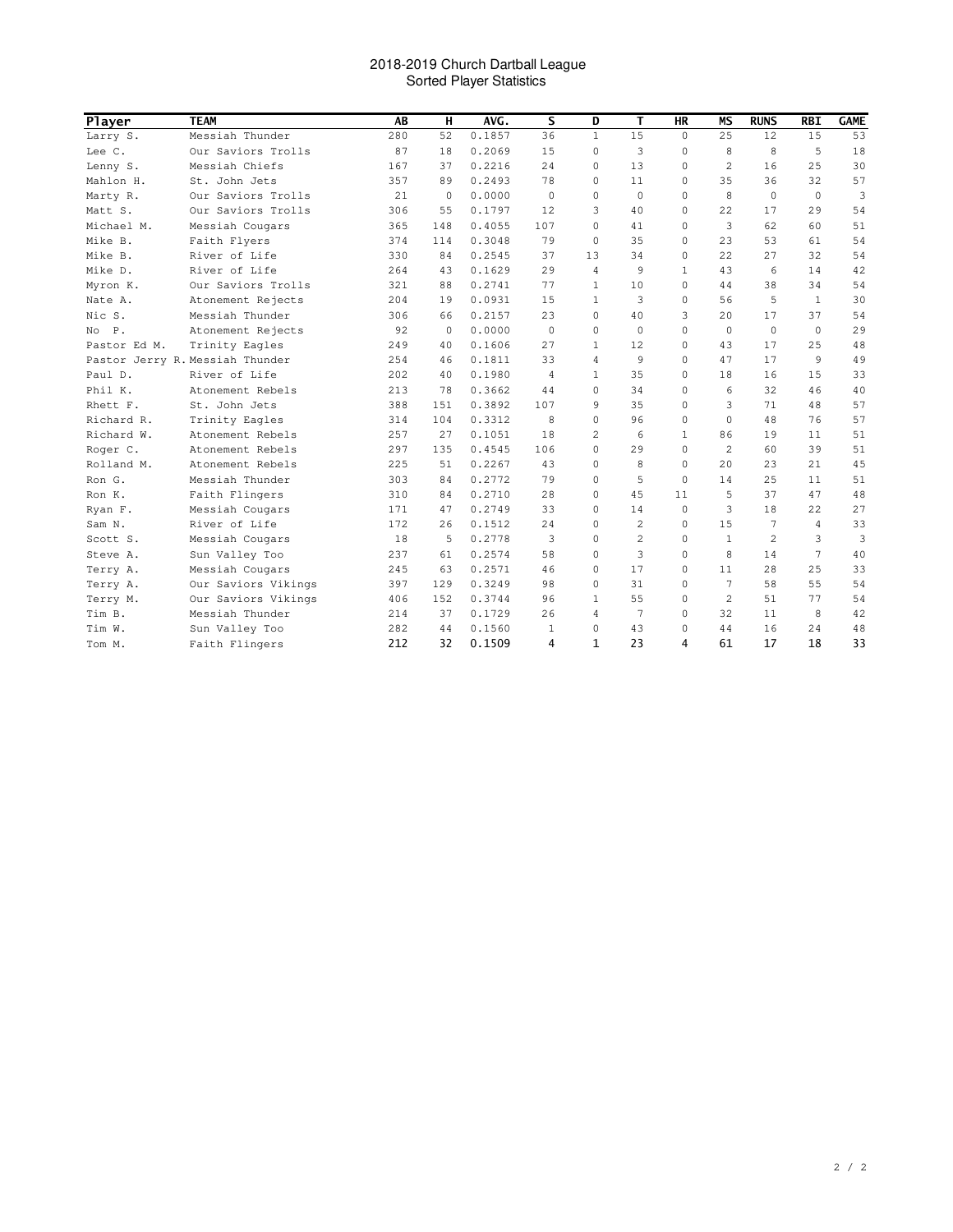2018-2019 Church Dartball League
Sorted Player Statistics

| Player | TEAM | AB | H | AVG. | S | D | T | HR | MS | RUNS | RBI | GAME |
|---|---|---|---|---|---|---|---|---|---|---|---|---|
| Larry S. | Messiah Thunder | 280 | 52 | 0.1857 | 36 | 1 | 15 | 0 | 25 | 12 | 15 | 53 |
| Lee C. | Our Saviors Trolls | 87 | 18 | 0.2069 | 15 | 0 | 3 | 0 | 8 | 8 | 5 | 18 |
| Lenny S. | Messiah Chiefs | 167 | 37 | 0.2216 | 24 | 0 | 13 | 0 | 2 | 16 | 25 | 30 |
| Mahlon H. | St. John Jets | 357 | 89 | 0.2493 | 78 | 0 | 11 | 0 | 35 | 36 | 32 | 57 |
| Marty R. | Our Saviors Trolls | 21 | 0 | 0.0000 | 0 | 0 | 0 | 0 | 8 | 0 | 0 | 3 |
| Matt S. | Our Saviors Trolls | 306 | 55 | 0.1797 | 12 | 3 | 40 | 0 | 22 | 17 | 29 | 54 |
| Michael M. | Messiah Cougars | 365 | 148 | 0.4055 | 107 | 0 | 41 | 0 | 3 | 62 | 60 | 51 |
| Mike B. | Faith Flyers | 374 | 114 | 0.3048 | 79 | 0 | 35 | 0 | 23 | 53 | 61 | 54 |
| Mike B. | River of Life | 330 | 84 | 0.2545 | 37 | 13 | 34 | 0 | 22 | 27 | 32 | 54 |
| Mike D. | River of Life | 264 | 43 | 0.1629 | 29 | 4 | 9 | 1 | 43 | 6 | 14 | 42 |
| Myron K. | Our Saviors Trolls | 321 | 88 | 0.2741 | 77 | 1 | 10 | 0 | 44 | 38 | 34 | 54 |
| Nate A. | Atonement Rejects | 204 | 19 | 0.0931 | 15 | 1 | 3 | 0 | 56 | 5 | 1 | 30 |
| Nic S. | Messiah Thunder | 306 | 66 | 0.2157 | 23 | 0 | 40 | 3 | 20 | 17 | 37 | 54 |
| No P. | Atonement Rejects | 92 | 0 | 0.0000 | 0 | 0 | 0 | 0 | 0 | 0 | 0 | 29 |
| Pastor Ed M. | Trinity Eagles | 249 | 40 | 0.1606 | 27 | 1 | 12 | 0 | 43 | 17 | 25 | 48 |
| Pastor Jerry R. | Messiah Thunder | 254 | 46 | 0.1811 | 33 | 4 | 9 | 0 | 47 | 17 | 9 | 49 |
| Paul D. | River of Life | 202 | 40 | 0.1980 | 4 | 1 | 35 | 0 | 18 | 16 | 15 | 33 |
| Phil K. | Atonement Rebels | 213 | 78 | 0.3662 | 44 | 0 | 34 | 0 | 6 | 32 | 46 | 40 |
| Rhett F. | St. John Jets | 388 | 151 | 0.3892 | 107 | 9 | 35 | 0 | 3 | 71 | 48 | 57 |
| Richard R. | Trinity Eagles | 314 | 104 | 0.3312 | 8 | 0 | 96 | 0 | 0 | 48 | 76 | 57 |
| Richard W. | Atonement Rebels | 257 | 27 | 0.1051 | 18 | 2 | 6 | 1 | 86 | 19 | 11 | 51 |
| Roger C. | Atonement Rebels | 297 | 135 | 0.4545 | 106 | 0 | 29 | 0 | 2 | 60 | 39 | 51 |
| Rolland M. | Atonement Rebels | 225 | 51 | 0.2267 | 43 | 0 | 8 | 0 | 20 | 23 | 21 | 45 |
| Ron G. | Messiah Thunder | 303 | 84 | 0.2772 | 79 | 0 | 5 | 0 | 14 | 25 | 11 | 51 |
| Ron K. | Faith Flingers | 310 | 84 | 0.2710 | 28 | 0 | 45 | 11 | 5 | 37 | 47 | 48 |
| Ryan F. | Messiah Cougars | 171 | 47 | 0.2749 | 33 | 0 | 14 | 0 | 3 | 18 | 22 | 27 |
| Sam N. | River of Life | 172 | 26 | 0.1512 | 24 | 0 | 2 | 0 | 15 | 7 | 4 | 33 |
| Scott S. | Messiah Cougars | 18 | 5 | 0.2778 | 3 | 0 | 2 | 0 | 1 | 2 | 3 | 3 |
| Steve A. | Sun Valley Too | 237 | 61 | 0.2574 | 58 | 0 | 3 | 0 | 8 | 14 | 7 | 40 |
| Terry A. | Messiah Cougars | 245 | 63 | 0.2571 | 46 | 0 | 17 | 0 | 11 | 28 | 25 | 33 |
| Terry A. | Our Saviors Vikings | 397 | 129 | 0.3249 | 98 | 0 | 31 | 0 | 7 | 58 | 55 | 54 |
| Terry M. | Our Saviors Vikings | 406 | 152 | 0.3744 | 96 | 1 | 55 | 0 | 2 | 51 | 77 | 54 |
| Tim B. | Messiah Thunder | 214 | 37 | 0.1729 | 26 | 4 | 7 | 0 | 32 | 11 | 8 | 42 |
| Tim W. | Sun Valley Too | 282 | 44 | 0.1560 | 1 | 0 | 43 | 0 | 44 | 16 | 24 | 48 |
| Tom M. | Faith Flingers | 212 | 32 | 0.1509 | 4 | 1 | 23 | 4 | 61 | 17 | 18 | 33 |